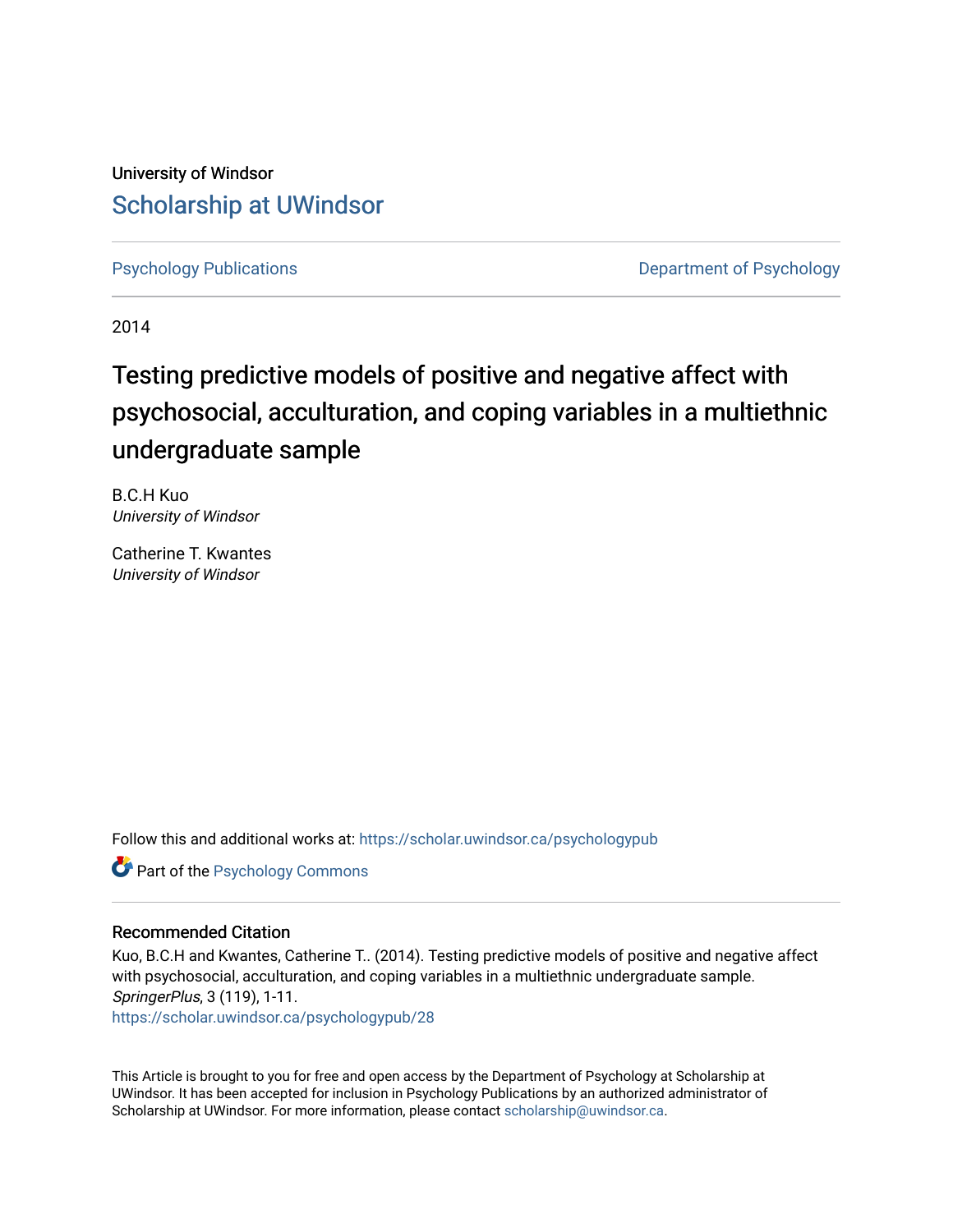University of Windsor

# Scholarship at UWindsor

Psychology Publications

Department of Psychology

2014

## Testing predictive models of positive and negative affect with psychosocial, acculturation, and coping variables in a multiethnic undergraduate sample

B.C.H Kuo
*University of Windsor*

Catherine T. Kwantes
*University of Windsor*

Follow this and additional works at: https://scholar.uwindsor.ca/psychologypub

Part of the Psychology Commons

### Recommended Citation

Kuo, B.C.H and Kwantes, Catherine T.. (2014). Testing predictive models of positive and negative affect with psychosocial, acculturation, and coping variables in a multiethnic undergraduate sample. *SpringerPlus*, 3 (119), 1-11.
https://scholar.uwindsor.ca/psychologypub/28

This Article is brought to you for free and open access by the Department of Psychology at Scholarship at UWindsor. It has been accepted for inclusion in Psychology Publications by an authorized administrator of Scholarship at UWindsor. For more information, please contact scholarship@uwindsor.ca.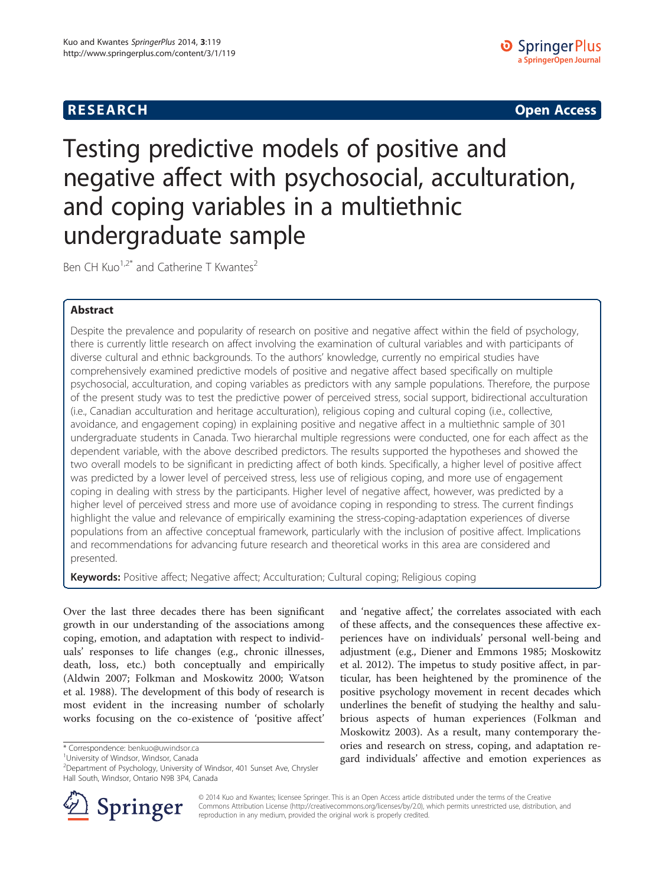# Testing predictive models of positive and negative affect with psychosocial, acculturation, and coping variables in a multiethnic undergraduate sample

Ben CH Kuo[1,2*] and Catherine T Kwantes[2]

## Abstract

Despite the prevalence and popularity of research on positive and negative affect within the field of psychology, there is currently little research on affect involving the examination of cultural variables and with participants of diverse cultural and ethnic backgrounds. To the authors' knowledge, currently no empirical studies have comprehensively examined predictive models of positive and negative affect based specifically on multiple psychosocial, acculturation, and coping variables as predictors with any sample populations. Therefore, the purpose of the present study was to test the predictive power of perceived stress, social support, bidirectional acculturation (i.e., Canadian acculturation and heritage acculturation), religious coping and cultural coping (i.e., collective, avoidance, and engagement coping) in explaining positive and negative affect in a multiethnic sample of 301 undergraduate students in Canada. Two hierarchal multiple regressions were conducted, one for each affect as the dependent variable, with the above described predictors. The results supported the hypotheses and showed the two overall models to be significant in predicting affect of both kinds. Specifically, a higher level of positive affect was predicted by a lower level of perceived stress, less use of religious coping, and more use of engagement coping in dealing with stress by the participants. Higher level of negative affect, however, was predicted by a higher level of perceived stress and more use of avoidance coping in responding to stress. The current findings highlight the value and relevance of empirically examining the stress-coping-adaptation experiences of diverse populations from an affective conceptual framework, particularly with the inclusion of positive affect. Implications and recommendations for advancing future research and theoretical works in this area are considered and presented.

**Keywords:** Positive affect; Negative affect; Acculturation; Cultural coping; Religious coping

Over the last three decades there has been significant growth in our understanding of the associations among coping, emotion, and adaptation with respect to individuals' responses to life changes (e.g., chronic illnesses, death, loss, etc.) both conceptually and empirically (Aldwin 2007; Folkman and Moskowitz 2000; Watson et al. 1988). The development of this body of research is most evident in the increasing number of scholarly works focusing on the co-existence of 'positive affect' and 'negative affect,' the correlates associated with each of these affects, and the consequences these affective experiences have on individuals' personal well-being and adjustment (e.g., Diener and Emmons 1985; Moskowitz et al. 2012). The impetus to study positive affect, in particular, has been heightened by the prominence of the positive psychology movement in recent decades which underlines the benefit of studying the healthy and salubrious aspects of human experiences (Folkman and Moskowitz 2003). As a result, many contemporary theories and research on stress, coping, and adaptation regard individuals' affective and emotion experiences as

\* Correspondence: benkuo@uwindsor.ca
[1]University of Windsor, Windsor, Canada
[2]Department of Psychology, University of Windsor, 401 Sunset Ave, Chrysler Hall South, Windsor, Ontario N9B 3P4, Canada

© 2014 Kuo and Kwantes; licensee Springer. This is an Open Access article distributed under the terms of the Creative Commons Attribution License (http://creativecommons.org/licenses/by/2.0), which permits unrestricted use, distribution, and reproduction in any medium, provided the original work is properly credited.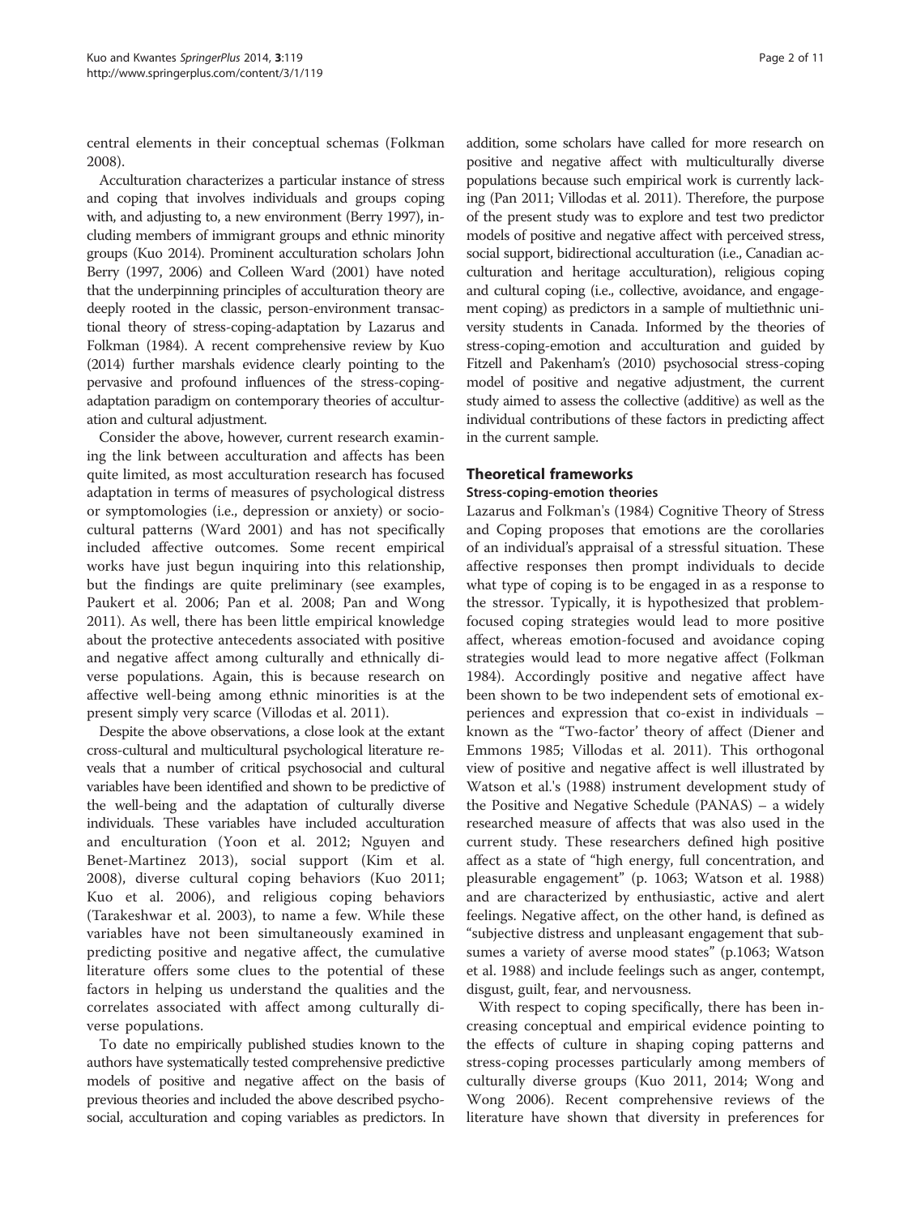central elements in their conceptual schemas (Folkman 2008).

Acculturation characterizes a particular instance of stress and coping that involves individuals and groups coping with, and adjusting to, a new environment (Berry 1997), including members of immigrant groups and ethnic minority groups (Kuo 2014). Prominent acculturation scholars John Berry (1997, 2006) and Colleen Ward (2001) have noted that the underpinning principles of acculturation theory are deeply rooted in the classic, person-environment transactional theory of stress-coping-adaptation by Lazarus and Folkman (1984). A recent comprehensive review by Kuo (2014) further marshals evidence clearly pointing to the pervasive and profound influences of the stress-coping-adaptation paradigm on contemporary theories of acculturation and cultural adjustment.

Consider the above, however, current research examining the link between acculturation and affects has been quite limited, as most acculturation research has focused adaptation in terms of measures of psychological distress or symptomologies (i.e., depression or anxiety) or socio-cultural patterns (Ward 2001) and has not specifically included affective outcomes. Some recent empirical works have just begun inquiring into this relationship, but the findings are quite preliminary (see examples, Paukert et al. 2006; Pan et al. 2008; Pan and Wong 2011). As well, there has been little empirical knowledge about the protective antecedents associated with positive and negative affect among culturally and ethnically diverse populations. Again, this is because research on affective well-being among ethnic minorities is at the present simply very scarce (Villodas et al. 2011).

Despite the above observations, a close look at the extant cross-cultural and multicultural psychological literature reveals that a number of critical psychosocial and cultural variables have been identified and shown to be predictive of the well-being and the adaptation of culturally diverse individuals. These variables have included acculturation and enculturation (Yoon et al. 2012; Nguyen and Benet-Martinez 2013), social support (Kim et al. 2008), diverse cultural coping behaviors (Kuo 2011; Kuo et al. 2006), and religious coping behaviors (Tarakeshwar et al. 2003), to name a few. While these variables have not been simultaneously examined in predicting positive and negative affect, the cumulative literature offers some clues to the potential of these factors in helping us understand the qualities and the correlates associated with affect among culturally diverse populations.

To date no empirically published studies known to the authors have systematically tested comprehensive predictive models of positive and negative affect on the basis of previous theories and included the above described psychosocial, acculturation and coping variables as predictors. In addition, some scholars have called for more research on positive and negative affect with multiculturally diverse populations because such empirical work is currently lacking (Pan 2011; Villodas et al. 2011). Therefore, the purpose of the present study was to explore and test two predictor models of positive and negative affect with perceived stress, social support, bidirectional acculturation (i.e., Canadian acculturation and heritage acculturation), religious coping and cultural coping (i.e., collective, avoidance, and engagement coping) as predictors in a sample of multiethnic university students in Canada. Informed by the theories of stress-coping-emotion and acculturation and guided by Fitzell and Pakenham's (2010) psychosocial stress-coping model of positive and negative adjustment, the current study aimed to assess the collective (additive) as well as the individual contributions of these factors in predicting affect in the current sample.

## Theoretical frameworks

### Stress-coping-emotion theories

Lazarus and Folkman's (1984) Cognitive Theory of Stress and Coping proposes that emotions are the corollaries of an individual's appraisal of a stressful situation. These affective responses then prompt individuals to decide what type of coping is to be engaged in as a response to the stressor. Typically, it is hypothesized that problem-focused coping strategies would lead to more positive affect, whereas emotion-focused and avoidance coping strategies would lead to more negative affect (Folkman 1984). Accordingly positive and negative affect have been shown to be two independent sets of emotional experiences and expression that co-exist in individuals – known as the "Two-factor' theory of affect (Diener and Emmons 1985; Villodas et al. 2011). This orthogonal view of positive and negative affect is well illustrated by Watson et al.'s (1988) instrument development study of the Positive and Negative Schedule (PANAS) – a widely researched measure of affects that was also used in the current study. These researchers defined high positive affect as a state of "high energy, full concentration, and pleasurable engagement" (p. 1063; Watson et al. 1988) and are characterized by enthusiastic, active and alert feelings. Negative affect, on the other hand, is defined as "subjective distress and unpleasant engagement that subsumes a variety of averse mood states" (p.1063; Watson et al. 1988) and include feelings such as anger, contempt, disgust, guilt, fear, and nervousness.

With respect to coping specifically, there has been increasing conceptual and empirical evidence pointing to the effects of culture in shaping coping patterns and stress-coping processes particularly among members of culturally diverse groups (Kuo 2011, 2014; Wong and Wong 2006). Recent comprehensive reviews of the literature have shown that diversity in preferences for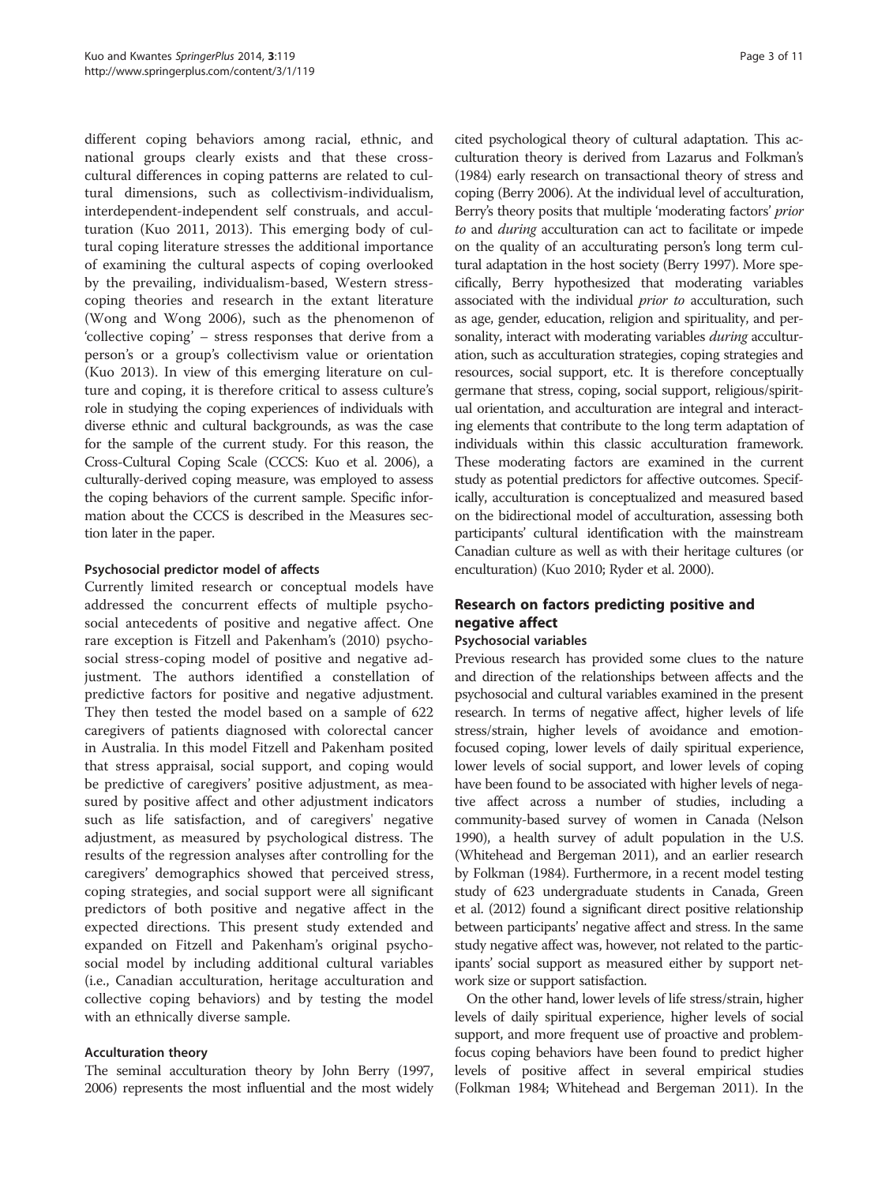different coping behaviors among racial, ethnic, and national groups clearly exists and that these cross-cultural differences in coping patterns are related to cultural dimensions, such as collectivism-individualism, interdependent-independent self construals, and acculturation (Kuo 2011, 2013). This emerging body of cultural coping literature stresses the additional importance of examining the cultural aspects of coping overlooked by the prevailing, individualism-based, Western stress-coping theories and research in the extant literature (Wong and Wong 2006), such as the phenomenon of 'collective coping' – stress responses that derive from a person's or a group's collectivism value or orientation (Kuo 2013). In view of this emerging literature on culture and coping, it is therefore critical to assess culture's role in studying the coping experiences of individuals with diverse ethnic and cultural backgrounds, as was the case for the sample of the current study. For this reason, the Cross-Cultural Coping Scale (CCCS: Kuo et al. 2006), a culturally-derived coping measure, was employed to assess the coping behaviors of the current sample. Specific information about the CCCS is described in the Measures section later in the paper.

### Psychosocial predictor model of affects

Currently limited research or conceptual models have addressed the concurrent effects of multiple psychosocial antecedents of positive and negative affect. One rare exception is Fitzell and Pakenham's (2010) psychosocial stress-coping model of positive and negative adjustment. The authors identified a constellation of predictive factors for positive and negative adjustment. They then tested the model based on a sample of 622 caregivers of patients diagnosed with colorectal cancer in Australia. In this model Fitzell and Pakenham posited that stress appraisal, social support, and coping would be predictive of caregivers' positive adjustment, as measured by positive affect and other adjustment indicators such as life satisfaction, and of caregivers' negative adjustment, as measured by psychological distress. The results of the regression analyses after controlling for the caregivers' demographics showed that perceived stress, coping strategies, and social support were all significant predictors of both positive and negative affect in the expected directions. This present study extended and expanded on Fitzell and Pakenham's original psychosocial model by including additional cultural variables (i.e., Canadian acculturation, heritage acculturation and collective coping behaviors) and by testing the model with an ethnically diverse sample.

### Acculturation theory

The seminal acculturation theory by John Berry (1997, 2006) represents the most influential and the most widely cited psychological theory of cultural adaptation. This acculturation theory is derived from Lazarus and Folkman's (1984) early research on transactional theory of stress and coping (Berry 2006). At the individual level of acculturation, Berry's theory posits that multiple 'moderating factors' *prior to* and *during* acculturation can act to facilitate or impede on the quality of an acculturating person's long term cultural adaptation in the host society (Berry 1997). More specifically, Berry hypothesized that moderating variables associated with the individual *prior to* acculturation, such as age, gender, education, religion and spirituality, and personality, interact with moderating variables *during* acculturation, such as acculturation strategies, coping strategies and resources, social support, etc. It is therefore conceptually germane that stress, coping, social support, religious/spiritual orientation, and acculturation are integral and interacting elements that contribute to the long term adaptation of individuals within this classic acculturation framework. These moderating factors are examined in the current study as potential predictors for affective outcomes. Specifically, acculturation is conceptualized and measured based on the bidirectional model of acculturation, assessing both participants' cultural identification with the mainstream Canadian culture as well as with their heritage cultures (or enculturation) (Kuo 2010; Ryder et al. 2000).

## Research on factors predicting positive and negative affect

### Psychosocial variables

Previous research has provided some clues to the nature and direction of the relationships between affects and the psychosocial and cultural variables examined in the present research. In terms of negative affect, higher levels of life stress/strain, higher levels of avoidance and emotion-focused coping, lower levels of daily spiritual experience, lower levels of social support, and lower levels of coping have been found to be associated with higher levels of negative affect across a number of studies, including a community-based survey of women in Canada (Nelson 1990), a health survey of adult population in the U.S. (Whitehead and Bergeman 2011), and an earlier research by Folkman (1984). Furthermore, in a recent model testing study of 623 undergraduate students in Canada, Green et al. (2012) found a significant direct positive relationship between participants' negative affect and stress. In the same study negative affect was, however, not related to the participants' social support as measured either by support network size or support satisfaction.

On the other hand, lower levels of life stress/strain, higher levels of daily spiritual experience, higher levels of social support, and more frequent use of proactive and problem-focus coping behaviors have been found to predict higher levels of positive affect in several empirical studies (Folkman 1984; Whitehead and Bergeman 2011). In the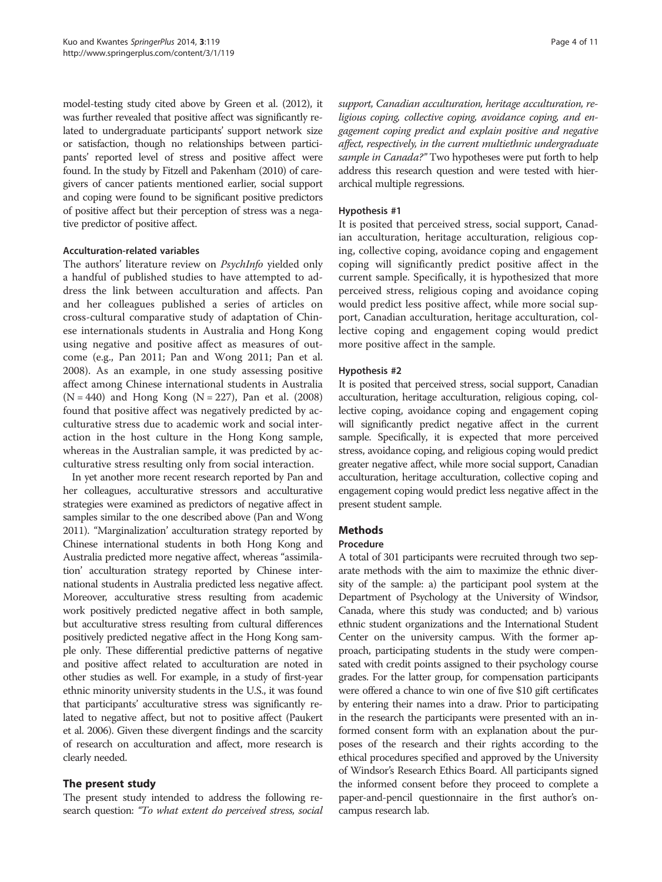model-testing study cited above by Green et al. (2012), it was further revealed that positive affect was significantly related to undergraduate participants' support network size or satisfaction, though no relationships between participants' reported level of stress and positive affect were found. In the study by Fitzell and Pakenham (2010) of caregivers of cancer patients mentioned earlier, social support and coping were found to be significant positive predictors of positive affect but their perception of stress was a negative predictor of positive affect.

#### Acculturation-related variables

The authors' literature review on *PsychInfo* yielded only a handful of published studies to have attempted to address the link between acculturation and affects. Pan and her colleagues published a series of articles on cross-cultural comparative study of adaptation of Chinese internationals students in Australia and Hong Kong using negative and positive affect as measures of outcome (e.g., Pan 2011; Pan and Wong 2011; Pan et al. 2008). As an example, in one study assessing positive affect among Chinese international students in Australia (N = 440) and Hong Kong (N = 227), Pan et al. (2008) found that positive affect was negatively predicted by acculturative stress due to academic work and social interaction in the host culture in the Hong Kong sample, whereas in the Australian sample, it was predicted by acculturative stress resulting only from social interaction.

In yet another more recent research reported by Pan and her colleagues, acculturative stressors and acculturative strategies were examined as predictors of negative affect in samples similar to the one described above (Pan and Wong 2011). "Marginalization' acculturation strategy reported by Chinese international students in both Hong Kong and Australia predicted more negative affect, whereas "assimilation' acculturation strategy reported by Chinese international students in Australia predicted less negative affect. Moreover, acculturative stress resulting from academic work positively predicted negative affect in both sample, but acculturative stress resulting from cultural differences positively predicted negative affect in the Hong Kong sample only. These differential predictive patterns of negative and positive affect related to acculturation are noted in other studies as well. For example, in a study of first-year ethnic minority university students in the U.S., it was found that participants' acculturative stress was significantly related to negative affect, but not to positive affect (Paukert et al. 2006). Given these divergent findings and the scarcity of research on acculturation and affect, more research is clearly needed.

## The present study

The present study intended to address the following research question: *"To what extent do perceived stress, social support, Canadian acculturation, heritage acculturation, religious coping, collective coping, avoidance coping, and engagement coping predict and explain positive and negative affect, respectively, in the current multiethnic undergraduate sample in Canada?"* Two hypotheses were put forth to help address this research question and were tested with hierarchical multiple regressions.

#### Hypothesis #1

It is posited that perceived stress, social support, Canadian acculturation, heritage acculturation, religious coping, collective coping, avoidance coping and engagement coping will significantly predict positive affect in the current sample. Specifically, it is hypothesized that more perceived stress, religious coping and avoidance coping would predict less positive affect, while more social support, Canadian acculturation, heritage acculturation, collective coping and engagement coping would predict more positive affect in the sample.

#### Hypothesis #2

It is posited that perceived stress, social support, Canadian acculturation, heritage acculturation, religious coping, collective coping, avoidance coping and engagement coping will significantly predict negative affect in the current sample. Specifically, it is expected that more perceived stress, avoidance coping, and religious coping would predict greater negative affect, while more social support, Canadian acculturation, heritage acculturation, collective coping and engagement coping would predict less negative affect in the present student sample.

## Methods

### Procedure

A total of 301 participants were recruited through two separate methods with the aim to maximize the ethnic diversity of the sample: a) the participant pool system at the Department of Psychology at the University of Windsor, Canada, where this study was conducted; and b) various ethnic student organizations and the International Student Center on the university campus. With the former approach, participating students in the study were compensated with credit points assigned to their psychology course grades. For the latter group, for compensation participants were offered a chance to win one of five $10 gift certificates by entering their names into a draw. Prior to participating in the research the participants were presented with an informed consent form with an explanation about the purposes of the research and their rights according to the ethical procedures specified and approved by the University of Windsor's Research Ethics Board. All participants signed the informed consent before they proceed to complete a paper-and-pencil questionnaire in the first author's on-campus research lab.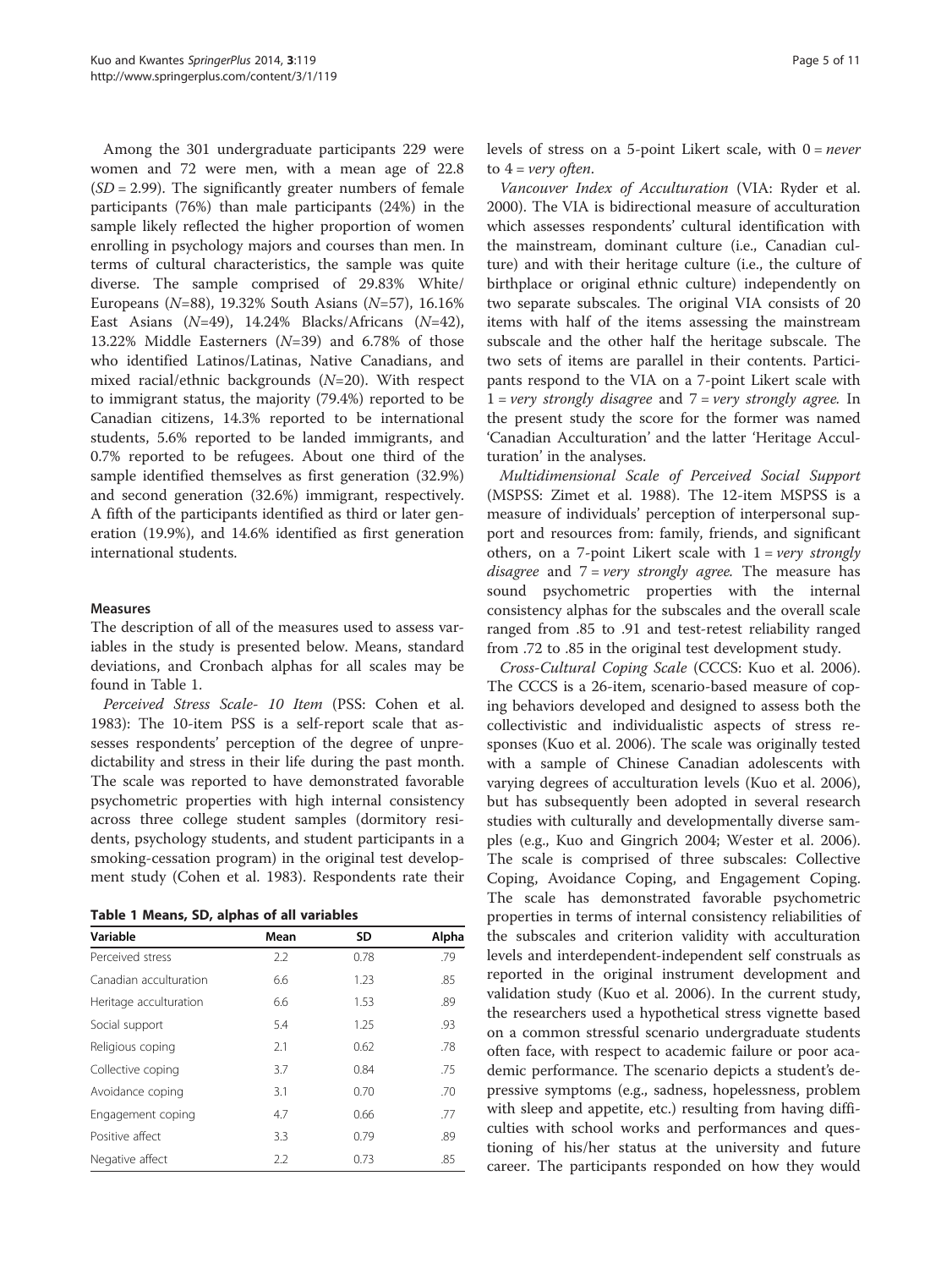Among the 301 undergraduate participants 229 were women and 72 were men, with a mean age of 22.8 ($SD$ = 2.99). The significantly greater numbers of female participants (76%) than male participants (24%) in the sample likely reflected the higher proportion of women enrolling in psychology majors and courses than men. In terms of cultural characteristics, the sample was quite diverse. The sample comprised of 29.83% White/Europeans ($N$=88), 19.32% South Asians ($N$=57), 16.16% East Asians ($N$=49), 14.24% Blacks/Africans ($N$=42), 13.22% Middle Easterners ($N$=39) and 6.78% of those who identified Latinos/Latinas, Native Canadians, and mixed racial/ethnic backgrounds ($N$=20). With respect to immigrant status, the majority (79.4%) reported to be Canadian citizens, 14.3% reported to be international students, 5.6% reported to be landed immigrants, and 0.7% reported to be refugees. About one third of the sample identified themselves as first generation (32.9%) and second generation (32.6%) immigrant, respectively. A fifth of the participants identified as third or later generation (19.9%), and 14.6% identified as first generation international students.

#### Measures

The description of all of the measures used to assess variables in the study is presented below. Means, standard deviations, and Cronbach alphas for all scales may be found in Table 1.

*Perceived Stress Scale- 10 Item* (PSS: Cohen et al. 1983): The 10-item PSS is a self-report scale that assesses respondents' perception of the degree of unpredictability and stress in their life during the past month. The scale was reported to have demonstrated favorable psychometric properties with high internal consistency across three college student samples (dormitory residents, psychology students, and student participants in a smoking-cessation program) in the original test development study (Cohen et al. 1983). Respondents rate their levels of stress on a 5-point Likert scale, with 0 = *never* to 4 = *very often*.

**Table 1 Means, SD, alphas of all variables**

| Variable | Mean | SD | Alpha |
|---|---|---|---|
| Perceived stress | 2.2 | 0.78 | .79 |
| Canadian acculturation | 6.6 | 1.23 | .85 |
| Heritage acculturation | 6.6 | 1.53 | .89 |
| Social support | 5.4 | 1.25 | .93 |
| Religious coping | 2.1 | 0.62 | .78 |
| Collective coping | 3.7 | 0.84 | .75 |
| Avoidance coping | 3.1 | 0.70 | .70 |
| Engagement coping | 4.7 | 0.66 | .77 |
| Positive affect | 3.3 | 0.79 | .89 |
| Negative affect | 2.2 | 0.73 | .85 |

*Vancouver Index of Acculturation* (VIA: Ryder et al. 2000). The VIA is bidirectional measure of acculturation which assesses respondents' cultural identification with the mainstream, dominant culture (i.e., Canadian culture) and with their heritage culture (i.e., the culture of birthplace or original ethnic culture) independently on two separate subscales. The original VIA consists of 20 items with half of the items assessing the mainstream subscale and the other half the heritage subscale. The two sets of items are parallel in their contents. Participants respond to the VIA on a 7-point Likert scale with 1 = *very strongly disagree* and 7 = *very strongly agree.* In the present study the score for the former was named 'Canadian Acculturation' and the latter 'Heritage Acculturation' in the analyses.

*Multidimensional Scale of Perceived Social Support* (MSPSS: Zimet et al. 1988). The 12-item MSPSS is a measure of individuals' perception of interpersonal support and resources from: family, friends, and significant others, on a 7-point Likert scale with 1 = *very strongly disagree* and 7 = *very strongly agree.* The measure has sound psychometric properties with the internal consistency alphas for the subscales and the overall scale ranged from .85 to .91 and test-retest reliability ranged from .72 to .85 in the original test development study.

*Cross-Cultural Coping Scale* (CCCS: Kuo et al. 2006). The CCCS is a 26-item, scenario-based measure of coping behaviors developed and designed to assess both the collectivistic and individualistic aspects of stress responses (Kuo et al. 2006). The scale was originally tested with a sample of Chinese Canadian adolescents with varying degrees of acculturation levels (Kuo et al. 2006), but has subsequently been adopted in several research studies with culturally and developmentally diverse samples (e.g., Kuo and Gingrich 2004; Wester et al. 2006). The scale is comprised of three subscales: Collective Coping, Avoidance Coping, and Engagement Coping. The scale has demonstrated favorable psychometric properties in terms of internal consistency reliabilities of the subscales and criterion validity with acculturation levels and interdependent-independent self construals as reported in the original instrument development and validation study (Kuo et al. 2006). In the current study, the researchers used a hypothetical stress vignette based on a common stressful scenario undergraduate students often face, with respect to academic failure or poor academic performance. The scenario depicts a student's depressive symptoms (e.g., sadness, hopelessness, problem with sleep and appetite, etc.) resulting from having difficulties with school works and performances and questioning of his/her status at the university and future career. The participants responded on how they would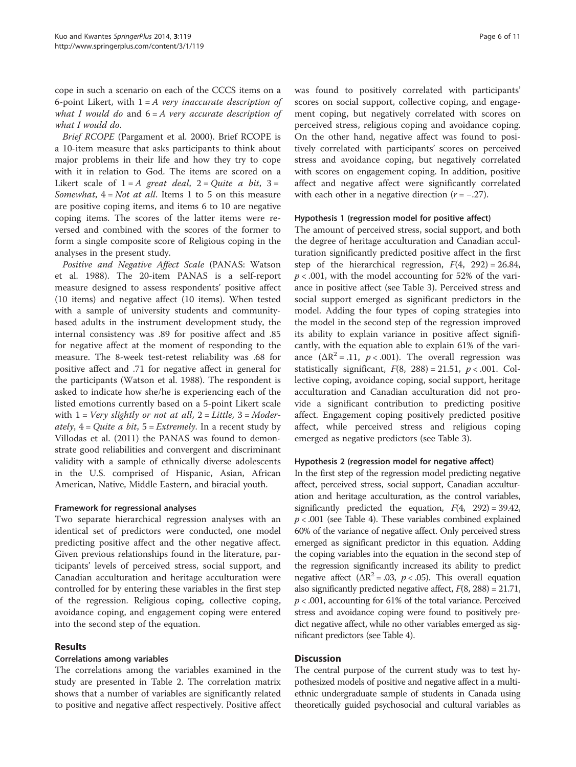cope in such a scenario on each of the CCCS items on a 6-point Likert, with 1 = *A very inaccurate description of what I would do* and 6 = *A very accurate description of what I would do*.

*Brief RCOPE* (Pargament et al. 2000). Brief RCOPE is a 10-item measure that asks participants to think about major problems in their life and how they try to cope with it in relation to God. The items are scored on a Likert scale of 1 = *A great deal*, 2 = *Quite a bit*, 3 = *Somewhat*, 4 = *Not at all*. Items 1 to 5 on this measure are positive coping items, and items 6 to 10 are negative coping items. The scores of the latter items were reversed and combined with the scores of the former to form a single composite score of Religious coping in the analyses in the present study.

*Positive and Negative Affect Scale* (PANAS: Watson et al. 1988). The 20-item PANAS is a self-report measure designed to assess respondents' positive affect (10 items) and negative affect (10 items). When tested with a sample of university students and community-based adults in the instrument development study, the internal consistency was .89 for positive affect and .85 for negative affect at the moment of responding to the measure. The 8-week test-retest reliability was .68 for positive affect and .71 for negative affect in general for the participants (Watson et al. 1988). The respondent is asked to indicate how she/he is experiencing each of the listed emotions currently based on a 5-point Likert scale with 1 = *Very slightly or not at all*, 2 = *Little*, 3 = *Moderately*, 4 = *Quite a bit*, 5 = *Extremely*. In a recent study by Villodas et al. (2011) the PANAS was found to demonstrate good reliabilities and convergent and discriminant validity with a sample of ethnically diverse adolescents in the U.S. comprised of Hispanic, Asian, African American, Native, Middle Eastern, and biracial youth.

#### Framework for regressional analyses

Two separate hierarchical regression analyses with an identical set of predictors were conducted, one model predicting positive affect and the other negative affect. Given previous relationships found in the literature, participants' levels of perceived stress, social support, and Canadian acculturation and heritage acculturation were controlled for by entering these variables in the first step of the regression. Religious coping, collective coping, avoidance coping, and engagement coping were entered into the second step of the equation.

## Results

### Correlations among variables

The correlations among the variables examined in the study are presented in Table 2. The correlation matrix shows that a number of variables are significantly related to positive and negative affect respectively. Positive affect was found to positively correlated with participants' scores on social support, collective coping, and engagement coping, but negatively correlated with scores on perceived stress, religious coping and avoidance coping. On the other hand, negative affect was found to positively correlated with participants' scores on perceived stress and avoidance coping, but negatively correlated with scores on engagement coping. In addition, positive affect and negative affect were significantly correlated with each other in a negative direction ($r = -.27$).

#### Hypothesis 1 (regression model for positive affect)

The amount of perceived stress, social support, and both the degree of heritage acculturation and Canadian acculturation significantly predicted positive affect in the first step of the hierarchical regression, $F(4, 292) = 26.84$, $p < .001$, with the model accounting for 52% of the variance in positive affect (see Table 3). Perceived stress and social support emerged as significant predictors in the model. Adding the four types of coping strategies into the model in the second step of the regression improved its ability to explain variance in positive affect significantly, with the equation able to explain 61% of the variance ($\Delta R^2 = .11$, $p < .001$). The overall regression was statistically significant, $F(8, 288) = 21.51$, $p < .001$. Collective coping, avoidance coping, social support, heritage acculturation and Canadian acculturation did not provide a significant contribution to predicting positive affect. Engagement coping positively predicted positive affect, while perceived stress and religious coping emerged as negative predictors (see Table 3).

#### Hypothesis 2 (regression model for negative affect)

In the first step of the regression model predicting negative affect, perceived stress, social support, Canadian acculturation and heritage acculturation, as the control variables, significantly predicted the equation, $F(4, 292) = 39.42$, $p < .001$ (see Table 4). These variables combined explained 60% of the variance of negative affect. Only perceived stress emerged as significant predictor in this equation. Adding the coping variables into the equation in the second step of the regression significantly increased its ability to predict negative affect ($\Delta R^2 = .03$, $p < .05$). This overall equation also significantly predicted negative affect, $F(8, 288) = 21.71$, $p < .001$, accounting for 61% of the total variance. Perceived stress and avoidance coping were found to positively predict negative affect, while no other variables emerged as significant predictors (see Table 4).

## Discussion

The central purpose of the current study was to test hypothesized models of positive and negative affect in a multi-ethnic undergraduate sample of students in Canada using theoretically guided psychosocial and cultural variables as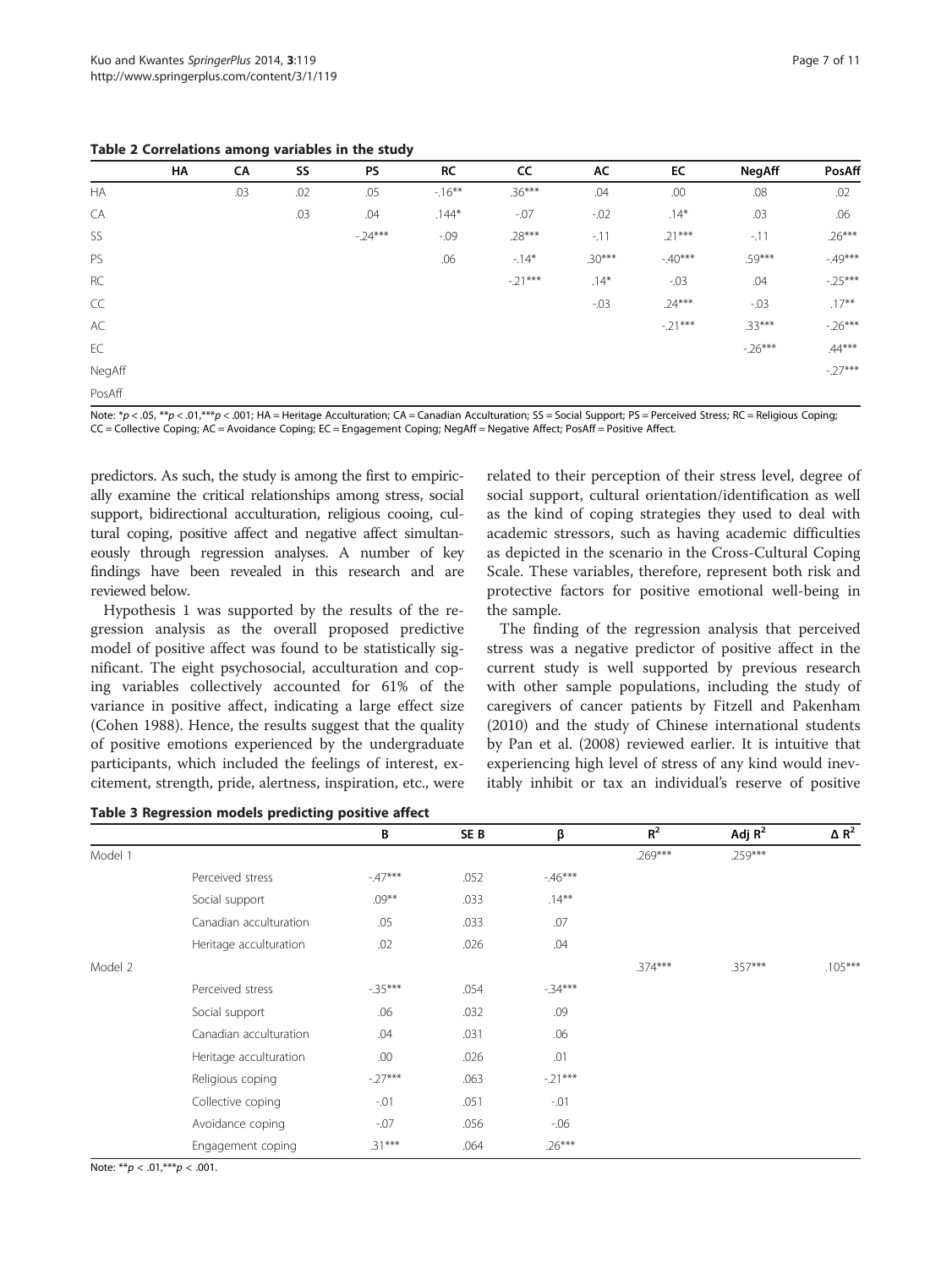**Table 2 Correlations among variables in the study**

| | HA | CA | SS | PS | RC | CC | AC | EC | NegAff | PosAff |
|---|---|---|---|---|---|---|---|---|---|---|
| HA | | .03 | .02 | .05 | -.16** | .36*** | .04 | .00 | .08 | .02 |
| CA | | | .03 | .04 | .144* | -.07 | -.02 | .14* | .03 | .06 |
| SS | | | | -.24*** | -.09 | .28*** | -.11 | .21*** | -.11 | .26*** |
| PS | | | | | .06 | -.14* | .30*** | -.40*** | .59*** | -.49*** |
| RC | | | | | | -.21*** | .14* | -.03 | .04 | -.25*** |
| CC | | | | | | | -.03 | .24*** | -.03 | .17** |
| AC | | | | | | | | -.21*** | .33*** | -.26*** |
| EC | | | | | | | | | -.26*** | .44*** |
| NegAff | | | | | | | | | | -.27*** |
| PosAff | | | | | | | | | | |

Note: *p < .05, **p < .01,***p < .001; HA = Heritage Acculturation; CA = Canadian Acculturation; SS = Social Support; PS = Perceived Stress; RC = Religious Coping; CC = Collective Coping; AC = Avoidance Coping; EC = Engagement Coping; NegAff = Negative Affect; PosAff = Positive Affect.

predictors. As such, the study is among the first to empirically examine the critical relationships among stress, social support, bidirectional acculturation, religious cooing, cultural coping, positive affect and negative affect simultaneously through regression analyses. A number of key findings have been revealed in this research and are reviewed below.

Hypothesis 1 was supported by the results of the regression analysis as the overall proposed predictive model of positive affect was found to be statistically significant. The eight psychosocial, acculturation and coping variables collectively accounted for 61% of the variance in positive affect, indicating a large effect size (Cohen 1988). Hence, the results suggest that the quality of positive emotions experienced by the undergraduate participants, which included the feelings of interest, excitement, strength, pride, alertness, inspiration, etc., were related to their perception of their stress level, degree of social support, cultural orientation/identification as well as the kind of coping strategies they used to deal with academic stressors, such as having academic difficulties as depicted in the scenario in the Cross-Cultural Coping Scale. These variables, therefore, represent both risk and protective factors for positive emotional well-being in the sample.

The finding of the regression analysis that perceived stress was a negative predictor of positive affect in the current study is well supported by previous research with other sample populations, including the study of caregivers of cancer patients by Fitzell and Pakenham (2010) and the study of Chinese international students by Pan et al. (2008) reviewed earlier. It is intuitive that experiencing high level of stress of any kind would inevitably inhibit or tax an individual's reserve of positive

**Table 3 Regression models predicting positive affect**

| | | B | SE B | β | $R^2$ | Adj $R^2$ | $\Delta R^2$ |
|---|---|---|---|---|---|---|---|
| Model 1 | | | | | .269*** | .259*** | |
| | Perceived stress | -.47*** | .052 | -.46*** | | | |
| | Social support | .09** | .033 | .14** | | | |
| | Canadian acculturation | .05 | .033 | .07 | | | |
| | Heritage acculturation | .02 | .026 | .04 | | | |
| Model 2 | | | | | .374*** | .357*** | .105*** |
| | Perceived stress | -.35*** | .054 | -.34*** | | | |
| | Social support | .06 | .032 | .09 | | | |
| | Canadian acculturation | .04 | .031 | .06 | | | |
| | Heritage acculturation | .00 | .026 | .01 | | | |
| | Religious coping | -.27*** | .063 | -.21*** | | | |
| | Collective coping | -.01 | .051 | -.01 | | | |
| | Avoidance coping | -.07 | .056 | -.06 | | | |
| | Engagement coping | .31*** | .064 | .26*** | | | |

Note: **p < .01,***p < .001.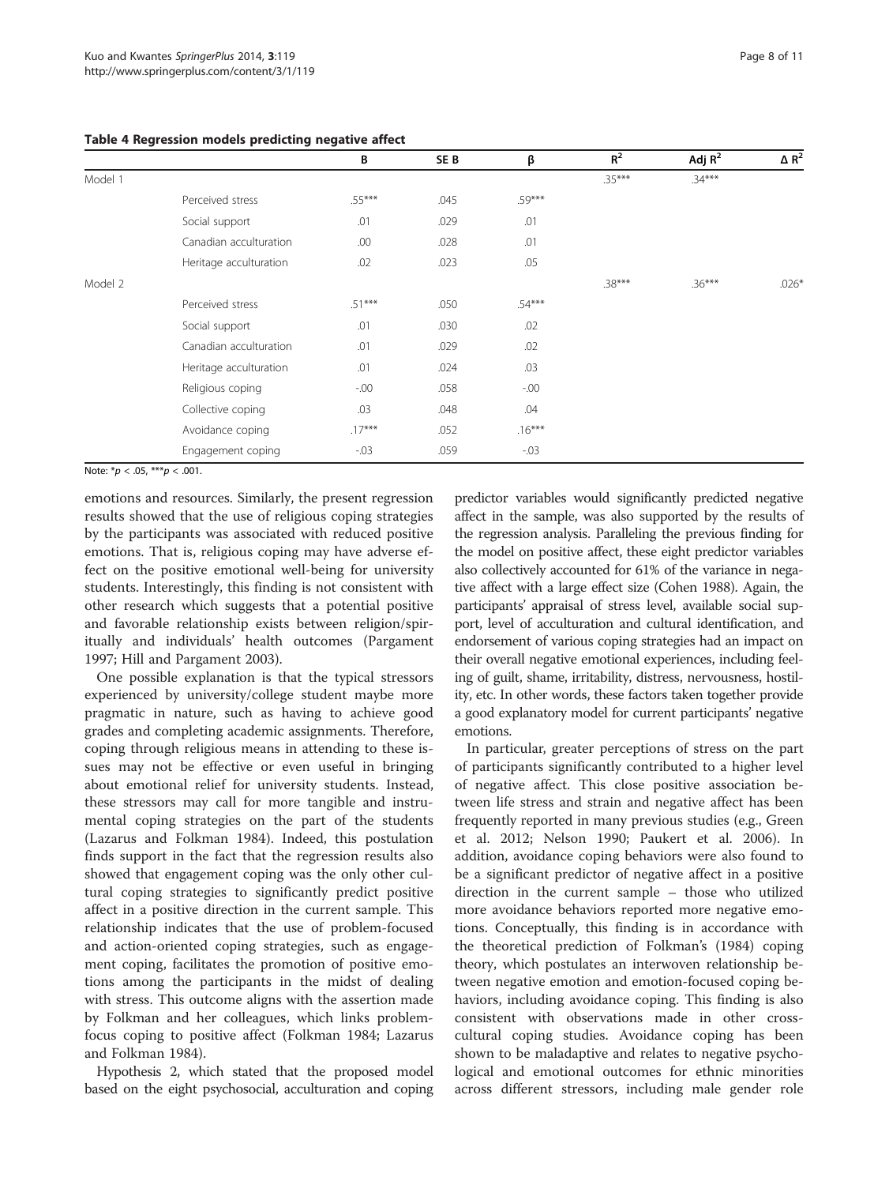**Table 4 Regression models predicting negative affect**

| | | B | SE B | β | $R^2$ | Adj $R^2$ | $\Delta R^2$ |
|---|---|---|---|---|---|---|---|
| Model 1 | | | | | .35*** | .34*** | |
| | Perceived stress | .55*** | .045 | .59*** | | | |
| | Social support | .01 | .029 | .01 | | | |
| | Canadian acculturation | .00 | .028 | .01 | | | |
| | Heritage acculturation | .02 | .023 | .05 | | | |
| Model 2 | | | | | .38*** | .36*** | .026* |
| | Perceived stress | .51*** | .050 | .54*** | | | |
| | Social support | .01 | .030 | .02 | | | |
| | Canadian acculturation | .01 | .029 | .02 | | | |
| | Heritage acculturation | .01 | .024 | .03 | | | |
| | Religious coping | -.00 | .058 | -.00 | | | |
| | Collective coping | .03 | .048 | .04 | | | |
| | Avoidance coping | .17*** | .052 | .16*** | | | |
| | Engagement coping | -.03 | .059 | -.03 | | | |

Note: *$p < .05$, ***$p < .001$.

emotions and resources. Similarly, the present regression results showed that the use of religious coping strategies by the participants was associated with reduced positive emotions. That is, religious coping may have adverse effect on the positive emotional well-being for university students. Interestingly, this finding is not consistent with other research which suggests that a potential positive and favorable relationship exists between religion/spiritually and individuals' health outcomes (Pargament 1997; Hill and Pargament 2003).

One possible explanation is that the typical stressors experienced by university/college student maybe more pragmatic in nature, such as having to achieve good grades and completing academic assignments. Therefore, coping through religious means in attending to these issues may not be effective or even useful in bringing about emotional relief for university students. Instead, these stressors may call for more tangible and instrumental coping strategies on the part of the students (Lazarus and Folkman 1984). Indeed, this postulation finds support in the fact that the regression results also showed that engagement coping was the only other cultural coping strategies to significantly predict positive affect in a positive direction in the current sample. This relationship indicates that the use of problem-focused and action-oriented coping strategies, such as engagement coping, facilitates the promotion of positive emotions among the participants in the midst of dealing with stress. This outcome aligns with the assertion made by Folkman and her colleagues, which links problem-focus coping to positive affect (Folkman 1984; Lazarus and Folkman 1984).

Hypothesis 2, which stated that the proposed model based on the eight psychosocial, acculturation and coping predictor variables would significantly predicted negative affect in the sample, was also supported by the results of the regression analysis. Paralleling the previous finding for the model on positive affect, these eight predictor variables also collectively accounted for 61% of the variance in negative affect with a large effect size (Cohen 1988). Again, the participants' appraisal of stress level, available social support, level of acculturation and cultural identification, and endorsement of various coping strategies had an impact on their overall negative emotional experiences, including feeling of guilt, shame, irritability, distress, nervousness, hostility, etc. In other words, these factors taken together provide a good explanatory model for current participants' negative emotions.

In particular, greater perceptions of stress on the part of participants significantly contributed to a higher level of negative affect. This close positive association between life stress and strain and negative affect has been frequently reported in many previous studies (e.g., Green et al. 2012; Nelson 1990; Paukert et al. 2006). In addition, avoidance coping behaviors were also found to be a significant predictor of negative affect in a positive direction in the current sample – those who utilized more avoidance behaviors reported more negative emotions. Conceptually, this finding is in accordance with the theoretical prediction of Folkman's (1984) coping theory, which postulates an interwoven relationship between negative emotion and emotion-focused coping behaviors, including avoidance coping. This finding is also consistent with observations made in other cross-cultural coping studies. Avoidance coping has been shown to be maladaptive and relates to negative psychological and emotional outcomes for ethnic minorities across different stressors, including male gender role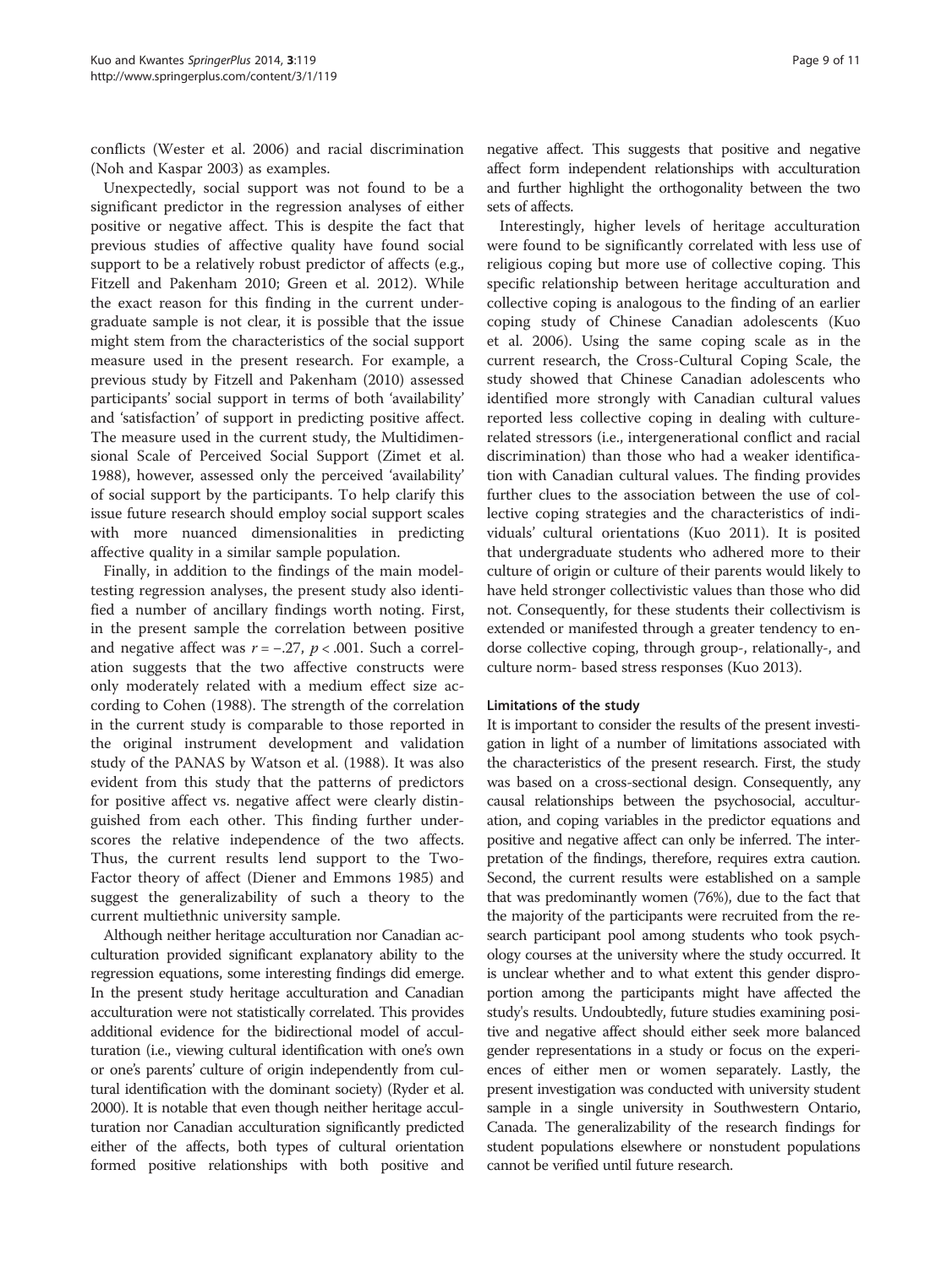conflicts (Wester et al. 2006) and racial discrimination (Noh and Kaspar 2003) as examples.

Unexpectedly, social support was not found to be a significant predictor in the regression analyses of either positive or negative affect. This is despite the fact that previous studies of affective quality have found social support to be a relatively robust predictor of affects (e.g., Fitzell and Pakenham 2010; Green et al. 2012). While the exact reason for this finding in the current undergraduate sample is not clear, it is possible that the issue might stem from the characteristics of the social support measure used in the present research. For example, a previous study by Fitzell and Pakenham (2010) assessed participants' social support in terms of both 'availability' and 'satisfaction' of support in predicting positive affect. The measure used in the current study, the Multidimensional Scale of Perceived Social Support (Zimet et al. 1988), however, assessed only the perceived 'availability' of social support by the participants. To help clarify this issue future research should employ social support scales with more nuanced dimensionalities in predicting affective quality in a similar sample population.

Finally, in addition to the findings of the main model-testing regression analyses, the present study also identified a number of ancillary findings worth noting. First, in the present sample the correlation between positive and negative affect was $r = -.27$, $p < .001$. Such a correlation suggests that the two affective constructs were only moderately related with a medium effect size according to Cohen (1988). The strength of the correlation in the current study is comparable to those reported in the original instrument development and validation study of the PANAS by Watson et al. (1988). It was also evident from this study that the patterns of predictors for positive affect vs. negative affect were clearly distinguished from each other. This finding further underscores the relative independence of the two affects. Thus, the current results lend support to the Two-Factor theory of affect (Diener and Emmons 1985) and suggest the generalizability of such a theory to the current multiethnic university sample.

Although neither heritage acculturation nor Canadian acculturation provided significant explanatory ability to the regression equations, some interesting findings did emerge. In the present study heritage acculturation and Canadian acculturation were not statistically correlated. This provides additional evidence for the bidirectional model of acculturation (i.e., viewing cultural identification with one's own or one's parents' culture of origin independently from cultural identification with the dominant society) (Ryder et al. 2000). It is notable that even though neither heritage acculturation nor Canadian acculturation significantly predicted either of the affects, both types of cultural orientation formed positive relationships with both positive and negative affect. This suggests that positive and negative affect form independent relationships with acculturation and further highlight the orthogonality between the two sets of affects.

Interestingly, higher levels of heritage acculturation were found to be significantly correlated with less use of religious coping but more use of collective coping. This specific relationship between heritage acculturation and collective coping is analogous to the finding of an earlier coping study of Chinese Canadian adolescents (Kuo et al. 2006). Using the same coping scale as in the current research, the Cross-Cultural Coping Scale, the study showed that Chinese Canadian adolescents who identified more strongly with Canadian cultural values reported less collective coping in dealing with culture-related stressors (i.e., intergenerational conflict and racial discrimination) than those who had a weaker identification with Canadian cultural values. The finding provides further clues to the association between the use of collective coping strategies and the characteristics of individuals' cultural orientations (Kuo 2011). It is posited that undergraduate students who adhered more to their culture of origin or culture of their parents would likely to have held stronger collectivistic values than those who did not. Consequently, for these students their collectivism is extended or manifested through a greater tendency to endorse collective coping, through group-, relationally-, and culture norm- based stress responses (Kuo 2013).

### Limitations of the study

It is important to consider the results of the present investigation in light of a number of limitations associated with the characteristics of the present research. First, the study was based on a cross-sectional design. Consequently, any causal relationships between the psychosocial, acculturation, and coping variables in the predictor equations and positive and negative affect can only be inferred. The interpretation of the findings, therefore, requires extra caution. Second, the current results were established on a sample that was predominantly women (76%), due to the fact that the majority of the participants were recruited from the research participant pool among students who took psychology courses at the university where the study occurred. It is unclear whether and to what extent this gender disproportion among the participants might have affected the study's results. Undoubtedly, future studies examining positive and negative affect should either seek more balanced gender representations in a study or focus on the experiences of either men or women separately. Lastly, the present investigation was conducted with university student sample in a single university in Southwestern Ontario, Canada. The generalizability of the research findings for student populations elsewhere or nonstudent populations cannot be verified until future research.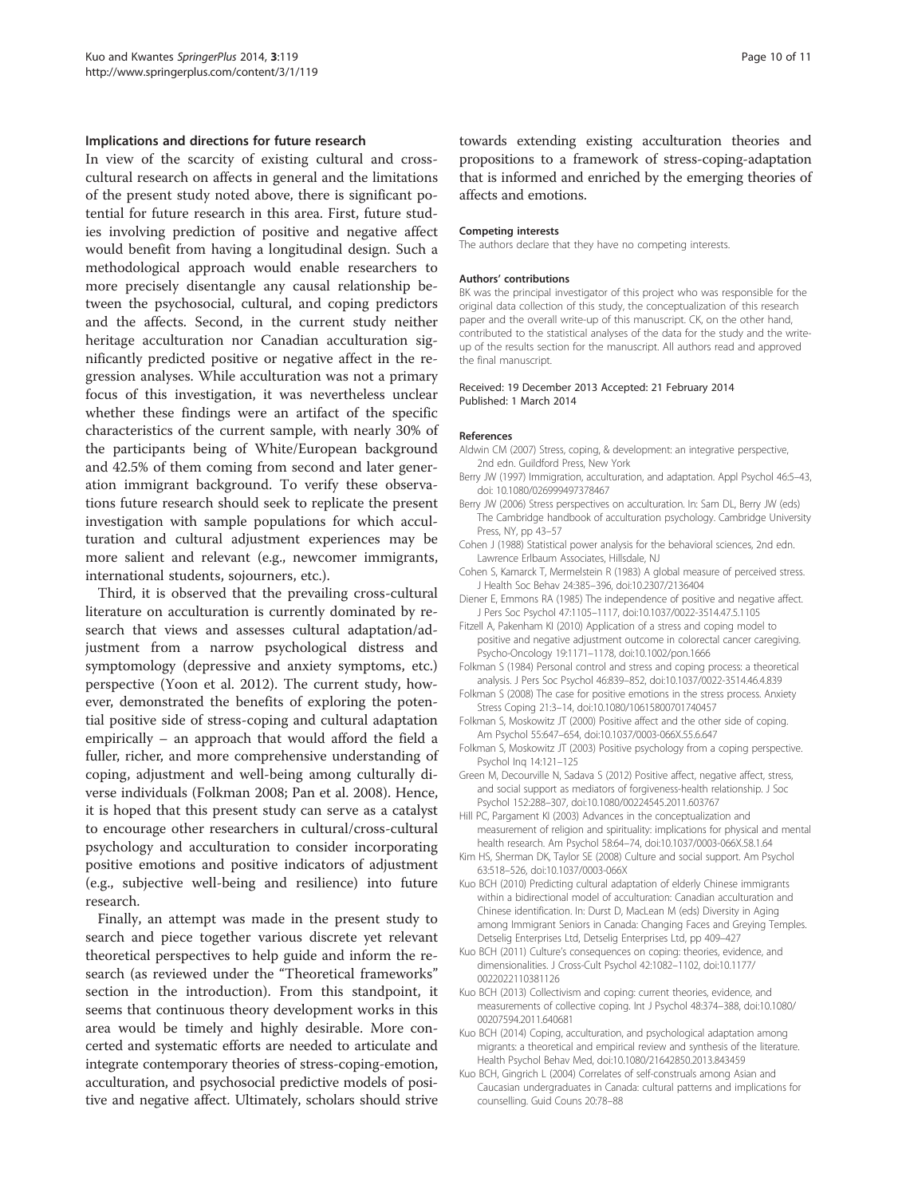### Implications and directions for future research

In view of the scarcity of existing cultural and cross-cultural research on affects in general and the limitations of the present study noted above, there is significant potential for future research in this area. First, future studies involving prediction of positive and negative affect would benefit from having a longitudinal design. Such a methodological approach would enable researchers to more precisely disentangle any causal relationship between the psychosocial, cultural, and coping predictors and the affects. Second, in the current study neither heritage acculturation nor Canadian acculturation significantly predicted positive or negative affect in the regression analyses. While acculturation was not a primary focus of this investigation, it was nevertheless unclear whether these findings were an artifact of the specific characteristics of the current sample, with nearly 30% of the participants being of White/European background and 42.5% of them coming from second and later generation immigrant background. To verify these observations future research should seek to replicate the present investigation with sample populations for which acculturation and cultural adjustment experiences may be more salient and relevant (e.g., newcomer immigrants, international students, sojourners, etc.).

Third, it is observed that the prevailing cross-cultural literature on acculturation is currently dominated by research that views and assesses cultural adaptation/adjustment from a narrow psychological distress and symptomology (depressive and anxiety symptoms, etc.) perspective (Yoon et al. 2012). The current study, however, demonstrated the benefits of exploring the potential positive side of stress-coping and cultural adaptation empirically – an approach that would afford the field a fuller, richer, and more comprehensive understanding of coping, adjustment and well-being among culturally diverse individuals (Folkman 2008; Pan et al. 2008). Hence, it is hoped that this present study can serve as a catalyst to encourage other researchers in cultural/cross-cultural psychology and acculturation to consider incorporating positive emotions and positive indicators of adjustment (e.g., subjective well-being and resilience) into future research.

Finally, an attempt was made in the present study to search and piece together various discrete yet relevant theoretical perspectives to help guide and inform the research (as reviewed under the "Theoretical frameworks" section in the introduction). From this standpoint, it seems that continuous theory development works in this area would be timely and highly desirable. More concerted and systematic efforts are needed to articulate and integrate contemporary theories of stress-coping-emotion, acculturation, and psychosocial predictive models of positive and negative affect. Ultimately, scholars should strive towards extending existing acculturation theories and propositions to a framework of stress-coping-adaptation that is informed and enriched by the emerging theories of affects and emotions.

#### Competing interests

The authors declare that they have no competing interests.

#### Authors' contributions

BK was the principal investigator of this project who was responsible for the original data collection of this study, the conceptualization of this research paper and the overall write-up of this manuscript. CK, on the other hand, contributed to the statistical analyses of the data for the study and the write-up of the results section for the manuscript. All authors read and approved the final manuscript.

Received: 19 December 2013 Accepted: 21 February 2014
Published: 1 March 2014

#### References

Aldwin CM (2007) Stress, coping, & development: an integrative perspective, 2nd edn. Guildford Press, New York

Berry JW (1997) Immigration, acculturation, and adaptation. Appl Psychol 46:5–43, doi: 10.1080/026999497378467

Berry JW (2006) Stress perspectives on acculturation. In: Sam DL, Berry JW (eds) The Cambridge handbook of acculturation psychology. Cambridge University Press, NY, pp 43–57

Cohen J (1988) Statistical power analysis for the behavioral sciences, 2nd edn. Lawrence Erlbaum Associates, Hillsdale, NJ

Cohen S, Kamarck T, Mermelstein R (1983) A global measure of perceived stress. J Health Soc Behav 24:385–396, doi:10.2307/2136404

Diener E, Emmons RA (1985) The independence of positive and negative affect. J Pers Soc Psychol 47:1105–1117, doi:10.1037/0022-3514.47.5.1105

Fitzell A, Pakenham KI (2010) Application of a stress and coping model to positive and negative adjustment outcome in colorectal cancer caregiving. Psycho-Oncology 19:1171–1178, doi:10.1002/pon.1666

Folkman S (1984) Personal control and stress and coping process: a theoretical analysis. J Pers Soc Psychol 46:839–852, doi:10.1037/0022-3514.46.4.839

Folkman S (2008) The case for positive emotions in the stress process. Anxiety Stress Coping 21:3–14, doi:10.1080/10615800701740457

Folkman S, Moskowitz JT (2000) Positive affect and the other side of coping. Am Psychol 55:647–654, doi:10.1037/0003-066X.55.6.647

Folkman S, Moskowitz JT (2003) Positive psychology from a coping perspective. Psychol Inq 14:121–125

Green M, Decourville N, Sadava S (2012) Positive affect, negative affect, stress, and social support as mediators of forgiveness-health relationship. J Soc Psychol 152:288–307, doi:10.1080/00224545.2011.603767

Hill PC, Pargament KI (2003) Advances in the conceptualization and measurement of religion and spirituality: implications for physical and mental health research. Am Psychol 58:64–74, doi:10.1037/0003-066X.58.1.64

Kim HS, Sherman DK, Taylor SE (2008) Culture and social support. Am Psychol 63:518–526, doi:10.1037/0003-066X

Kuo BCH (2010) Predicting cultural adaptation of elderly Chinese immigrants within a bidirectional model of acculturation: Canadian acculturation and Chinese identification. In: Durst D, MacLean M (eds) Diversity in Aging among Immigrant Seniors in Canada: Changing Faces and Greying Temples. Detselig Enterprises Ltd, Detselig Enterprises Ltd, pp 409–427

Kuo BCH (2011) Culture's consequences on coping: theories, evidence, and dimensionalities. J Cross-Cult Psychol 42:1082–1102, doi:10.1177/0022022110381126

Kuo BCH (2013) Collectivism and coping: current theories, evidence, and measurements of collective coping. Int J Psychol 48:374–388, doi:10.1080/00207594.2011.640681

Kuo BCH (2014) Coping, acculturation, and psychological adaptation among migrants: a theoretical and empirical review and synthesis of the literature. Health Psychol Behav Med, doi:10.1080/21642850.2013.843459

Kuo BCH, Gingrich L (2004) Correlates of self-construals among Asian and Caucasian undergraduates in Canada: cultural patterns and implications for counselling. Guid Couns 20:78–88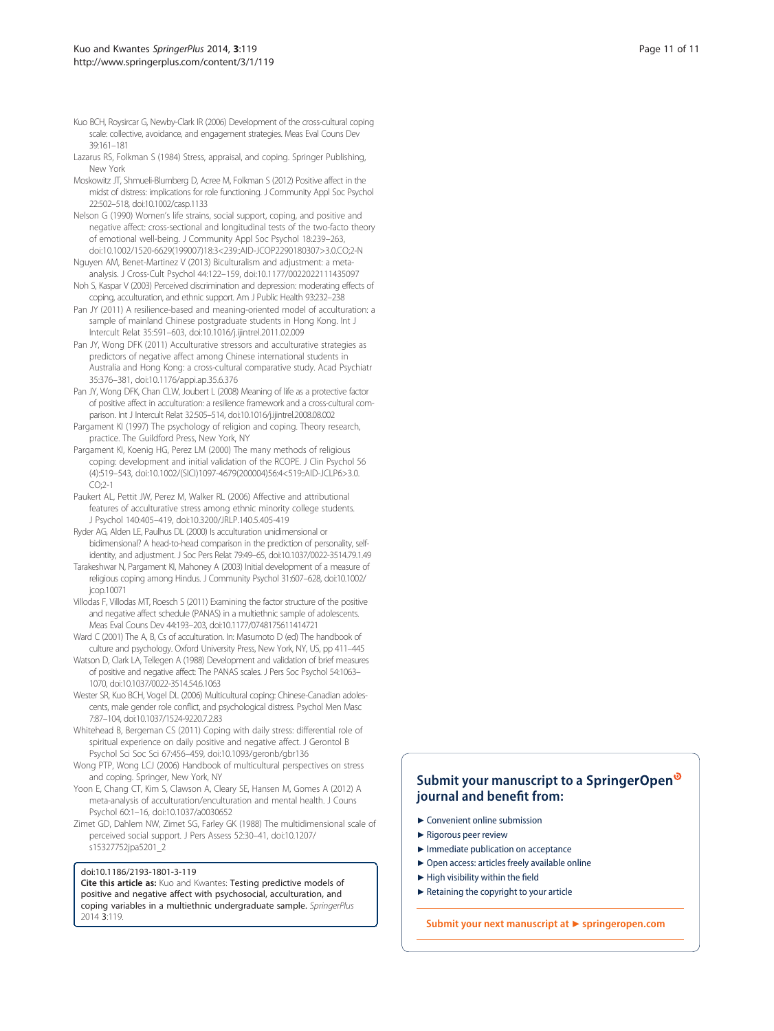Kuo BCH, Roysircar G, Newby-Clark IR (2006) Development of the cross-cultural coping scale: collective, avoidance, and engagement strategies. Meas Eval Couns Dev 39:161–181

Lazarus RS, Folkman S (1984) Stress, appraisal, and coping. Springer Publishing, New York

Moskowitz JT, Shmueli-Blumberg D, Acree M, Folkman S (2012) Positive affect in the midst of distress: implications for role functioning. J Community Appl Soc Psychol 22:502–518, doi:10.1002/casp.1133

Nelson G (1990) Women's life strains, social support, coping, and positive and negative affect: cross-sectional and longitudinal tests of the two-facto theory of emotional well-being. J Community Appl Soc Psychol 18:239–263, doi:10.1002/1520-6629(199007)18:3<239::AID-JCOP2290180307>3.0.CO;2-N

Nguyen AM, Benet-Martinez V (2013) Biculturalism and adjustment: a meta-analysis. J Cross-Cult Psychol 44:122–159, doi:10.1177/0022022111435097

Noh S, Kaspar V (2003) Perceived discrimination and depression: moderating effects of coping, acculturation, and ethnic support. Am J Public Health 93:232–238

Pan JY (2011) A resilience-based and meaning-oriented model of acculturation: a sample of mainland Chinese postgraduate students in Hong Kong. Int J Intercult Relat 35:591–603, doi:10.1016/j.ijintrel.2011.02.009

Pan JY, Wong DFK (2011) Acculturative stressors and acculturative strategies as predictors of negative affect among Chinese international students in Australia and Hong Kong: a cross-cultural comparative study. Acad Psychiatr 35:376–381, doi:10.1176/appi.ap.35.6.376

Pan JY, Wong DFK, Chan CLW, Joubert L (2008) Meaning of life as a protective factor of positive affect in acculturation: a resilience framework and a cross-cultural comparison. Int J Intercult Relat 32:505–514, doi:10.1016/j.ijintrel.2008.08.002

Pargament KI (1997) The psychology of religion and coping. Theory research, practice. The Guildford Press, New York, NY

Pargament KI, Koenig HG, Perez LM (2000) The many methods of religious coping: development and initial validation of the RCOPE. J Clin Psychol 56 (4):519–543, doi:10.1002/(SICI)1097-4679(200004)56:4<519::AID-JCLP6>3.0.CO;2-1

Paukert AL, Pettit JW, Perez M, Walker RL (2006) Affective and attributional features of acculturative stress among ethnic minority college students. J Psychol 140:405–419, doi:10.3200/JRLP.140.5.405-419

Ryder AG, Alden LE, Paulhus DL (2000) Is acculturation unidimensional or bidimensional? A head-to-head comparison in the prediction of personality, self-identity, and adjustment. J Soc Pers Relat 79:49–65, doi:10.1037/0022-3514.79.1.49

Tarakeshwar N, Pargament KI, Mahoney A (2003) Initial development of a measure of religious coping among Hindus. J Community Psychol 31:607–628, doi:10.1002/jcop.10071

Villodas F, Villodas MT, Roesch S (2011) Examining the factor structure of the positive and negative affect schedule (PANAS) in a multiethnic sample of adolescents. Meas Eval Couns Dev 44:193–203, doi:10.1177/0748175611414721

Ward C (2001) The A, B, Cs of acculturation. In: Masumoto D (ed) The handbook of culture and psychology. Oxford University Press, New York, NY, US, pp 411–445

Watson D, Clark LA, Tellegen A (1988) Development and validation of brief measures of positive and negative affect: The PANAS scales. J Pers Soc Psychol 54:1063–1070, doi:10.1037/0022-3514.54.6.1063

Wester SR, Kuo BCH, Vogel DL (2006) Multicultural coping: Chinese-Canadian adolescents, male gender role conflict, and psychological distress. Psychol Men Masc 7:87–104, doi:10.1037/1524-9220.7.2.83

Whitehead B, Bergeman CS (2011) Coping with daily stress: differential role of spiritual experience on daily positive and negative affect. J Gerontol B Psychol Sci Soc Sci 67:456–459, doi:10.1093/geronb/gbr136

Wong PTP, Wong LCJ (2006) Handbook of multicultural perspectives on stress and coping. Springer, New York, NY

Yoon E, Chang CT, Kim S, Clawson A, Cleary SE, Hansen M, Gomes A (2012) A meta-analysis of acculturation/enculturation and mental health. J Couns Psychol 60:1–16, doi:10.1037/a0030652

Zimet GD, Dahlem NW, Zimet SG, Farley GK (1988) The multidimensional scale of perceived social support. J Pers Assess 52:30–41, doi:10.1207/s15327752jpa5201_2

doi:10.1186/2193-1801-3-119

**Cite this article as:** Kuo and Kwantes: Testing predictive models of positive and negative affect with psychosocial, acculturation, and coping variables in a multiethnic undergraduate sample. *SpringerPlus* 2014 **3**:119.

**Submit your manuscript to a SpringerOpen journal and benefit from:**

- ► Convenient online submission
- ► Rigorous peer review
- ► Immediate publication on acceptance
- ► Open access: articles freely available online
- ► High visibility within the field
- ► Retaining the copyright to your article

**Submit your next manuscript at ► springeropen.com**